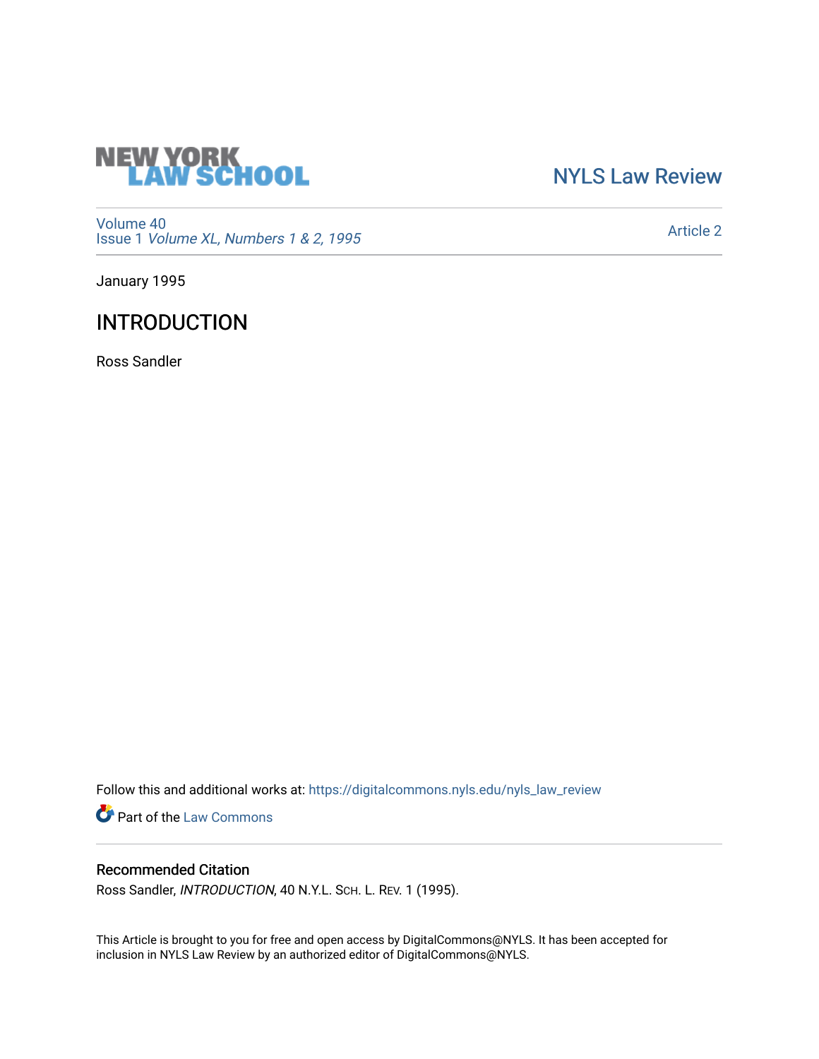NEW YORK LAW SCHOOL

NYLS Law Review

Volume 40
Issue 1 *Volume XL, Numbers 1 & 2, 1995*

Article 2

January 1995

# INTRODUCTION

Ross Sandler

Follow this and additional works at: https://digitalcommons.nyls.edu/nyls_law_review

Part of the Law Commons

## Recommended Citation

Ross Sandler, *INTRODUCTION*, 40 N.Y.L. SCH. L. REV. 1 (1995).

This Article is brought to you for free and open access by DigitalCommons@NYLS. It has been accepted for inclusion in NYLS Law Review by an authorized editor of DigitalCommons@NYLS.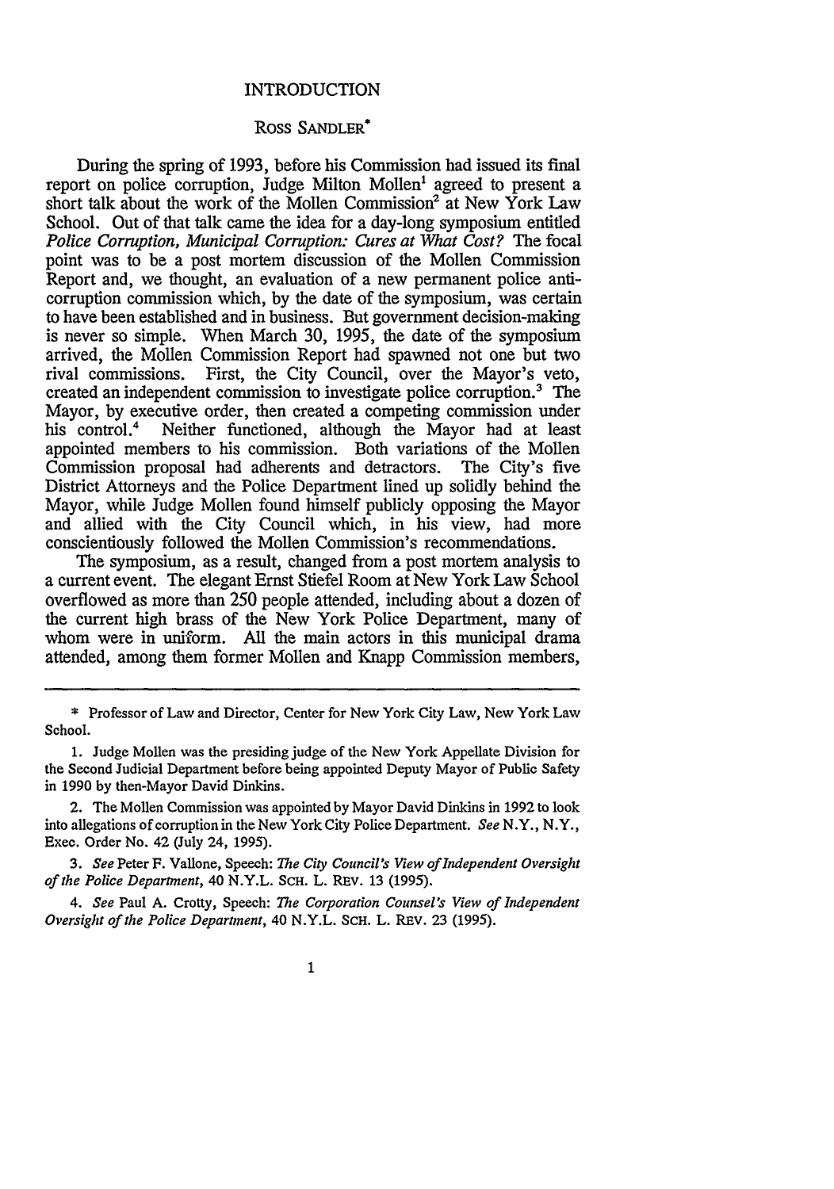# INTRODUCTION

ROSS SANDLER*

During the spring of 1993, before his Commission had issued its final report on police corruption, Judge Milton Mollen[1] agreed to present a short talk about the work of the Mollen Commission[2] at New York Law School. Out of that talk came the idea for a day-long symposium entitled *Police Corruption, Municipal Corruption: Cures at What Cost?* The focal point was to be a post mortem discussion of the Mollen Commission Report and, we thought, an evaluation of a new permanent police anti-corruption commission which, by the date of the symposium, was certain to have been established and in business. But government decision-making is never so simple. When March 30, 1995, the date of the symposium arrived, the Mollen Commission Report had spawned not one but two rival commissions. First, the City Council, over the Mayor's veto, created an independent commission to investigate police corruption.[3] The Mayor, by executive order, then created a competing commission under his control.[4] Neither functioned, although the Mayor had at least appointed members to his commission. Both variations of the Mollen Commission proposal had adherents and detractors. The City's five District Attorneys and the Police Department lined up solidly behind the Mayor, while Judge Mollen found himself publicly opposing the Mayor and allied with the City Council which, in his view, had more conscientiously followed the Mollen Commission's recommendations.

The symposium, as a result, changed from a post mortem analysis to a current event. The elegant Ernst Stiefel Room at New York Law School overflowed as more than 250 people attended, including about a dozen of the current high brass of the New York Police Department, many of whom were in uniform. All the main actors in this municipal drama attended, among them former Mollen and Knapp Commission members,

---

\* Professor of Law and Director, Center for New York City Law, New York Law School.

1. Judge Mollen was the presiding judge of the New York Appellate Division for the Second Judicial Department before being appointed Deputy Mayor of Public Safety in 1990 by then-Mayor David Dinkins.

2. The Mollen Commission was appointed by Mayor David Dinkins in 1992 to look into allegations of corruption in the New York City Police Department. *See* N.Y., N.Y., Exec. Order No. 42 (July 24, 1995).

3. *See* Peter F. Vallone, Speech: *The City Council's View of Independent Oversight of the Police Department*, 40 N.Y.L. SCH. L. REV. 13 (1995).

4. *See* Paul A. Crotty, Speech: *The Corporation Counsel's View of Independent Oversight of the Police Department*, 40 N.Y.L. SCH. L. REV. 23 (1995).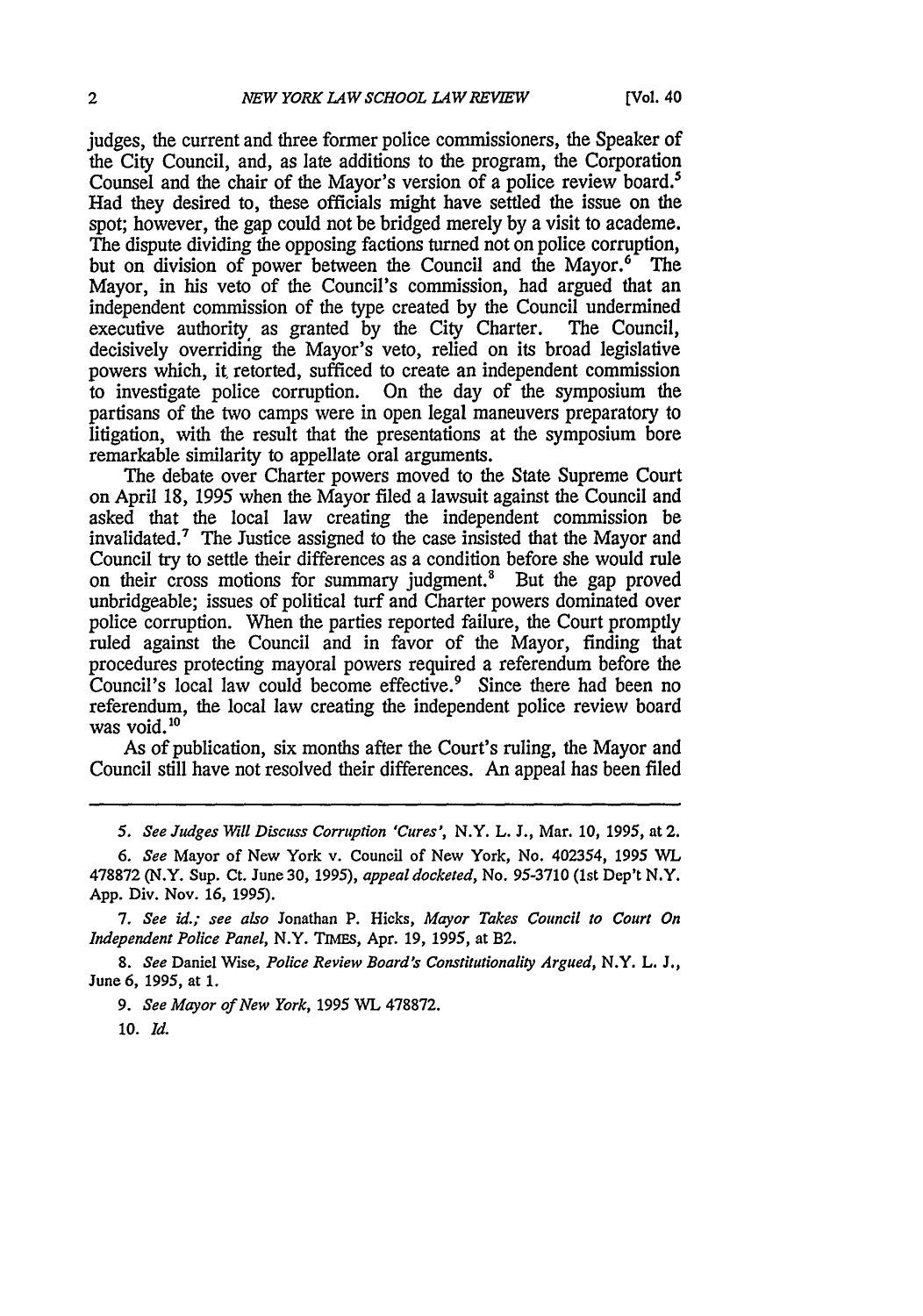judges, the current and three former police commissioners, the Speaker of the City Council, and, as late additions to the program, the Corporation Counsel and the chair of the Mayor's version of a police review board.[5] Had they desired to, these officials might have settled the issue on the spot; however, the gap could not be bridged merely by a visit to academe. The dispute dividing the opposing factions turned not on police corruption, but on division of power between the Council and the Mayor.[6] The Mayor, in his veto of the Council's commission, had argued that an independent commission of the type created by the Council undermined executive authority as granted by the City Charter. The Council, decisively overriding the Mayor's veto, relied on its broad legislative powers which, it retorted, sufficed to create an independent commission to investigate police corruption. On the day of the symposium the partisans of the two camps were in open legal maneuvers preparatory to litigation, with the result that the presentations at the symposium bore remarkable similarity to appellate oral arguments.

The debate over Charter powers moved to the State Supreme Court on April 18, 1995 when the Mayor filed a lawsuit against the Council and asked that the local law creating the independent commission be invalidated.[7] The Justice assigned to the case insisted that the Mayor and Council try to settle their differences as a condition before she would rule on their cross motions for summary judgment.[8] But the gap proved unbridgeable; issues of political turf and Charter powers dominated over police corruption. When the parties reported failure, the Court promptly ruled against the Council and in favor of the Mayor, finding that procedures protecting mayoral powers required a referendum before the Council's local law could become effective.[9] Since there had been no referendum, the local law creating the independent police review board was void.[10]

As of publication, six months after the Court's ruling, the Mayor and Council still have not resolved their differences. An appeal has been filed

---

5. *See Judges Will Discuss Corruption 'Cures'*, N.Y. L. J., Mar. 10, 1995, at 2.

6. *See* Mayor of New York v. Council of New York, No. 402354, 1995 WL 478872 (N.Y. Sup. Ct. June 30, 1995), *appeal docketed*, No. 95-3710 (1st Dep't N.Y. App. Div. Nov. 16, 1995).

7. *See id.; see also* Jonathan P. Hicks, *Mayor Takes Council to Court On Independent Police Panel*, N.Y. TIMES, Apr. 19, 1995, at B2.

8. *See* Daniel Wise, *Police Review Board's Constitutionality Argued*, N.Y. L. J., June 6, 1995, at 1.

9. *See Mayor of New York*, 1995 WL 478872.

10. *Id.*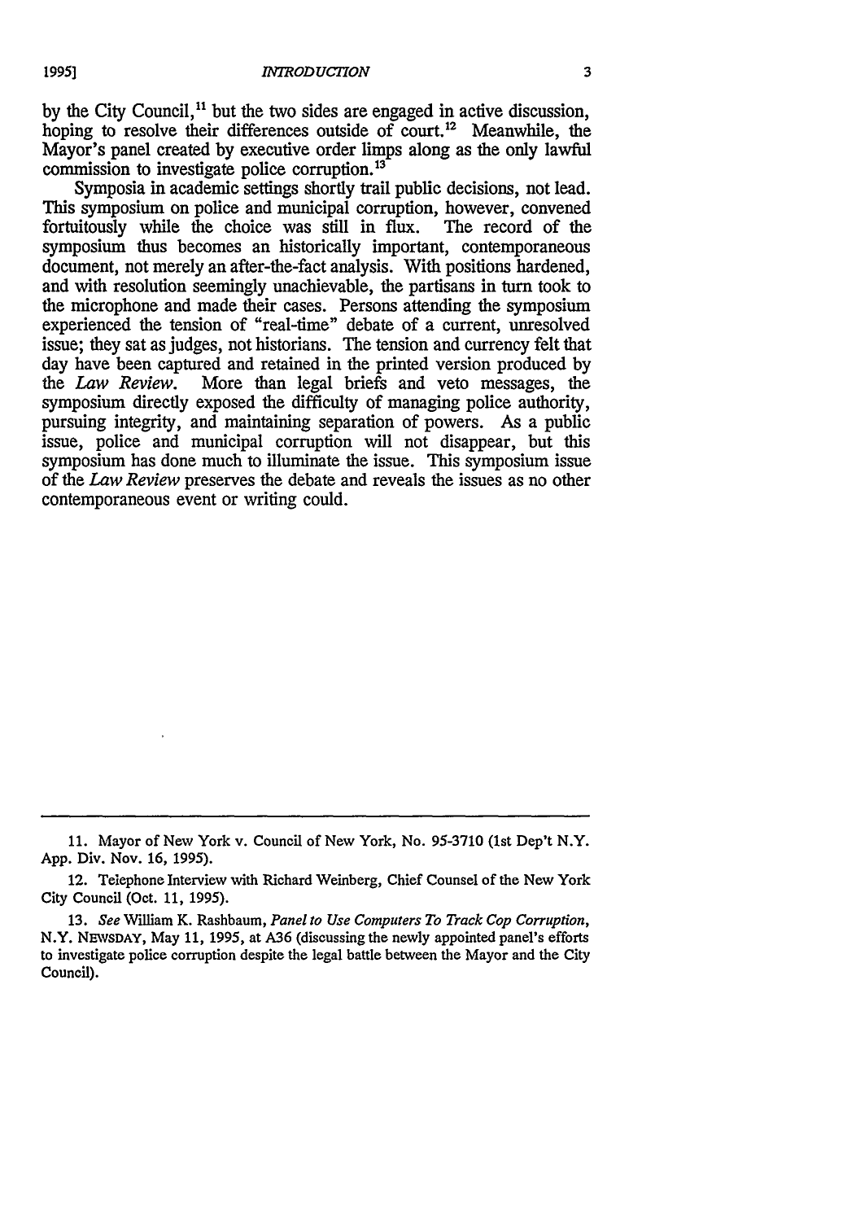by the City Council,[11] but the two sides are engaged in active discussion, hoping to resolve their differences outside of court.[12] Meanwhile, the Mayor's panel created by executive order limps along as the only lawful commission to investigate police corruption.[13]

Symposia in academic settings shortly trail public decisions, not lead. This symposium on police and municipal corruption, however, convened fortuitously while the choice was still in flux. The record of the symposium thus becomes an historically important, contemporaneous document, not merely an after-the-fact analysis. With positions hardened, and with resolution seemingly unachievable, the partisans in turn took to the microphone and made their cases. Persons attending the symposium experienced the tension of "real-time" debate of a current, unresolved issue; they sat as judges, not historians. The tension and currency felt that day have been captured and retained in the printed version produced by the *Law Review*. More than legal briefs and veto messages, the symposium directly exposed the difficulty of managing police authority, pursuing integrity, and maintaining separation of powers. As a public issue, police and municipal corruption will not disappear, but this symposium has done much to illuminate the issue. This symposium issue of the *Law Review* preserves the debate and reveals the issues as no other contemporaneous event or writing could.

---

11. Mayor of New York v. Council of New York, No. 95-3710 (1st Dep't N.Y. App. Div. Nov. 16, 1995).

12. Telephone Interview with Richard Weinberg, Chief Counsel of the New York City Council (Oct. 11, 1995).

13. *See* William K. Rashbaum, *Panel to Use Computers To Track Cop Corruption*, N.Y. NEWSDAY, May 11, 1995, at A36 (discussing the newly appointed panel's efforts to investigate police corruption despite the legal battle between the Mayor and the City Council).